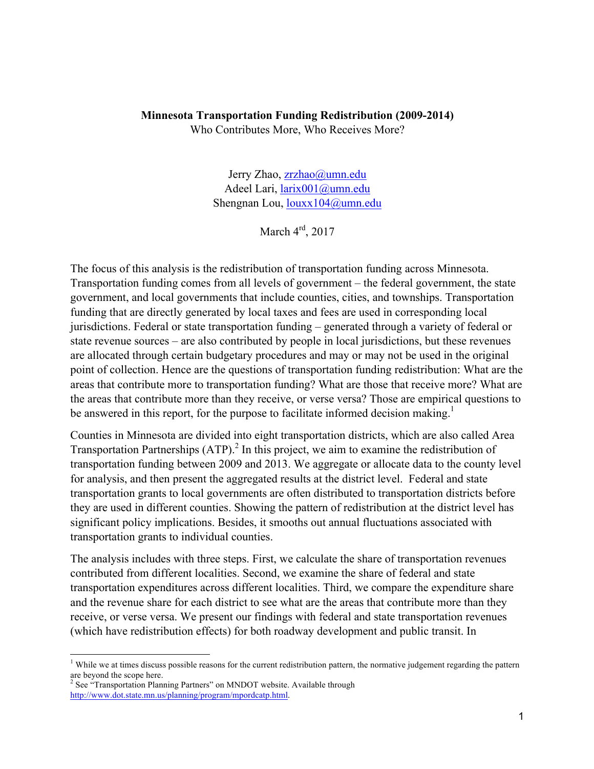**Minnesota Transportation Funding Redistribution (2009-2014)**
Who Contributes More, Who Receives More?

Jerry Zhao, zrzhao@umn.edu
Adeel Lari, larix001@umn.edu
Shengnan Lou, louxx104@umn.edu

March 4th, 2017

The focus of this analysis is the redistribution of transportation funding across Minnesota. Transportation funding comes from all levels of government – the federal government, the state government, and local governments that include counties, cities, and townships. Transportation funding that are directly generated by local taxes and fees are used in corresponding local jurisdictions. Federal or state transportation funding – generated through a variety of federal or state revenue sources – are also contributed by people in local jurisdictions, but these revenues are allocated through certain budgetary procedures and may or may not be used in the original point of collection. Hence are the questions of transportation funding redistribution: What are the areas that contribute more to transportation funding? What are those that receive more? What are the areas that contribute more than they receive, or verse versa? Those are empirical questions to be answered in this report, for the purpose to facilitate informed decision making.[1]

Counties in Minnesota are divided into eight transportation districts, which are also called Area Transportation Partnerships (ATP).[2] In this project, we aim to examine the redistribution of transportation funding between 2009 and 2013. We aggregate or allocate data to the county level for analysis, and then present the aggregated results at the district level. Federal and state transportation grants to local governments are often distributed to transportation districts before they are used in different counties. Showing the pattern of redistribution at the district level has significant policy implications. Besides, it smooths out annual fluctuations associated with transportation grants to individual counties.

The analysis includes with three steps. First, we calculate the share of transportation revenues contributed from different localities. Second, we examine the share of federal and state transportation expenditures across different localities. Third, we compare the expenditure share and the revenue share for each district to see what are the areas that contribute more than they receive, or verse versa. We present our findings with federal and state transportation revenues (which have redistribution effects) for both roadway development and public transit. In

---

[1] While we at times discuss possible reasons for the current redistribution pattern, the normative judgement regarding the pattern are beyond the scope here.
[2] See "Transportation Planning Partners" on MNDOT website. Available through http://www.dot.state.mn.us/planning/program/mpordcatp.html.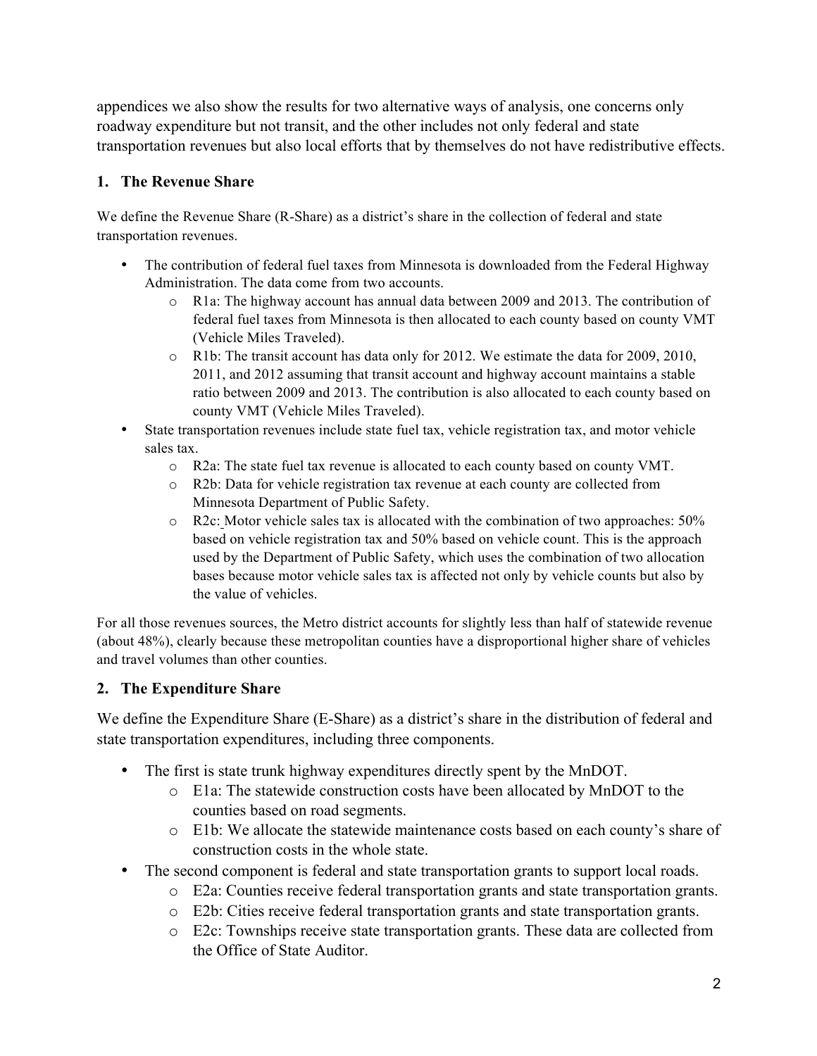appendices we also show the results for two alternative ways of analysis, one concerns only roadway expenditure but not transit, and the other includes not only federal and state transportation revenues but also local efforts that by themselves do not have redistributive effects.

## 1. The Revenue Share

We define the Revenue Share (R-Share) as a district's share in the collection of federal and state transportation revenues.

- The contribution of federal fuel taxes from Minnesota is downloaded from the Federal Highway Administration. The data come from two accounts.
  - R1a: The highway account has annual data between 2009 and 2013. The contribution of federal fuel taxes from Minnesota is then allocated to each county based on county VMT (Vehicle Miles Traveled).
  - R1b: The transit account has data only for 2012. We estimate the data for 2009, 2010, 2011, and 2012 assuming that transit account and highway account maintains a stable ratio between 2009 and 2013. The contribution is also allocated to each county based on county VMT (Vehicle Miles Traveled).
- State transportation revenues include state fuel tax, vehicle registration tax, and motor vehicle sales tax.
  - R2a: The state fuel tax revenue is allocated to each county based on county VMT.
  - R2b: Data for vehicle registration tax revenue at each county are collected from Minnesota Department of Public Safety.
  - R2c: Motor vehicle sales tax is allocated with the combination of two approaches: 50% based on vehicle registration tax and 50% based on vehicle count. This is the approach used by the Department of Public Safety, which uses the combination of two allocation bases because motor vehicle sales tax is affected not only by vehicle counts but also by the value of vehicles.

For all those revenues sources, the Metro district accounts for slightly less than half of statewide revenue (about 48%), clearly because these metropolitan counties have a disproportional higher share of vehicles and travel volumes than other counties.

## 2. The Expenditure Share

We define the Expenditure Share (E-Share) as a district's share in the distribution of federal and state transportation expenditures, including three components.

- The first is state trunk highway expenditures directly spent by the MnDOT.
  - E1a: The statewide construction costs have been allocated by MnDOT to the counties based on road segments.
  - E1b: We allocate the statewide maintenance costs based on each county's share of construction costs in the whole state.
- The second component is federal and state transportation grants to support local roads.
  - E2a: Counties receive federal transportation grants and state transportation grants.
  - E2b: Cities receive federal transportation grants and state transportation grants.
  - E2c: Townships receive state transportation grants. These data are collected from the Office of State Auditor.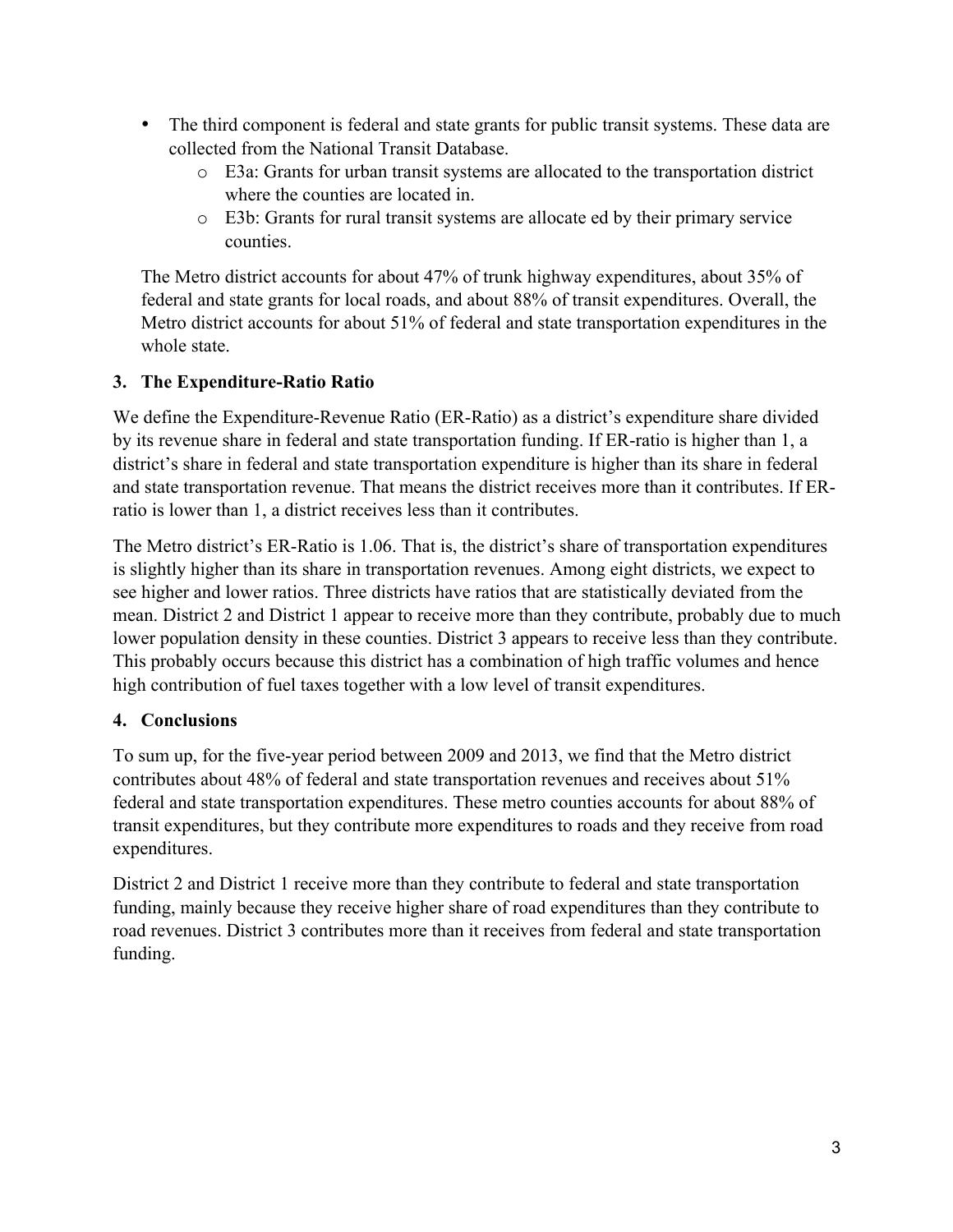- The third component is federal and state grants for public transit systems. These data are collected from the National Transit Database.
    - E3a: Grants for urban transit systems are allocated to the transportation district where the counties are located in.
    - E3b: Grants for rural transit systems are allocate ed by their primary service counties.

The Metro district accounts for about 47% of trunk highway expenditures, about 35% of federal and state grants for local roads, and about 88% of transit expenditures. Overall, the Metro district accounts for about 51% of federal and state transportation expenditures in the whole state.

### 3. The Expenditure-Ratio Ratio

We define the Expenditure-Revenue Ratio (ER-Ratio) as a district's expenditure share divided by its revenue share in federal and state transportation funding. If ER-ratio is higher than 1, a district's share in federal and state transportation expenditure is higher than its share in federal and state transportation revenue. That means the district receives more than it contributes. If ER-ratio is lower than 1, a district receives less than it contributes.

The Metro district's ER-Ratio is 1.06. That is, the district's share of transportation expenditures is slightly higher than its share in transportation revenues. Among eight districts, we expect to see higher and lower ratios. Three districts have ratios that are statistically deviated from the mean. District 2 and District 1 appear to receive more than they contribute, probably due to much lower population density in these counties. District 3 appears to receive less than they contribute. This probably occurs because this district has a combination of high traffic volumes and hence high contribution of fuel taxes together with a low level of transit expenditures.

### 4. Conclusions

To sum up, for the five-year period between 2009 and 2013, we find that the Metro district contributes about 48% of federal and state transportation revenues and receives about 51% federal and state transportation expenditures. These metro counties accounts for about 88% of transit expenditures, but they contribute more expenditures to roads and they receive from road expenditures.

District 2 and District 1 receive more than they contribute to federal and state transportation funding, mainly because they receive higher share of road expenditures than they contribute to road revenues. District 3 contributes more than it receives from federal and state transportation funding.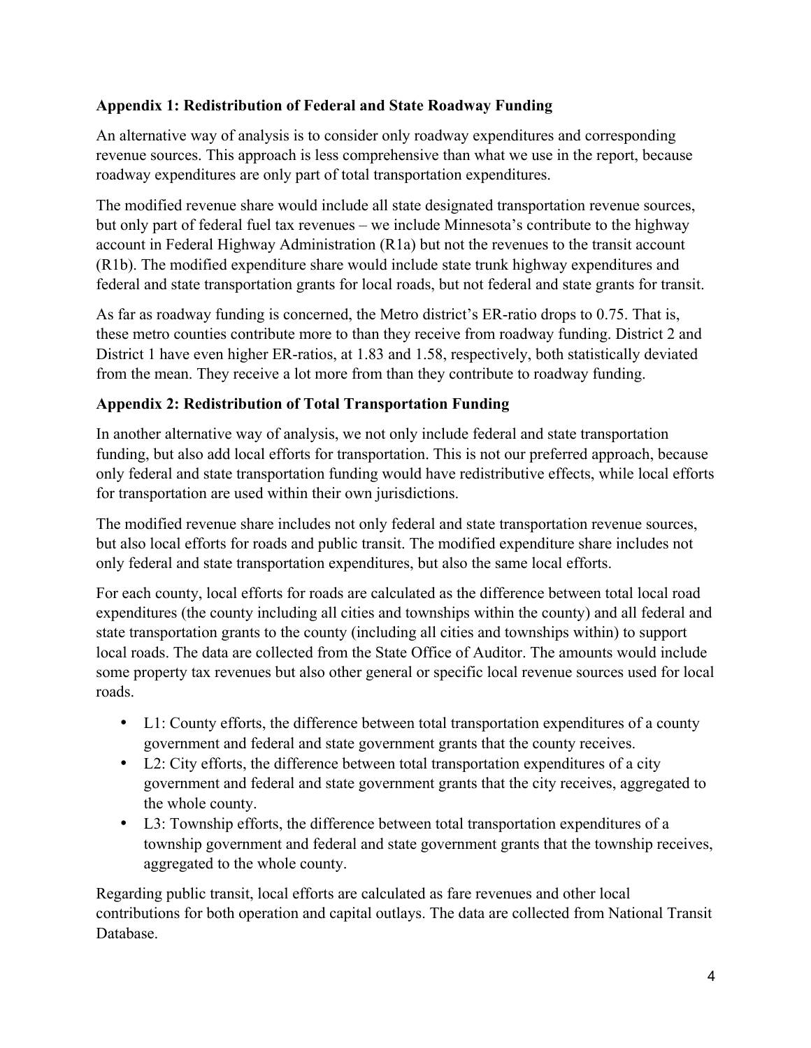## Appendix 1: Redistribution of Federal and State Roadway Funding

An alternative way of analysis is to consider only roadway expenditures and corresponding revenue sources. This approach is less comprehensive than what we use in the report, because roadway expenditures are only part of total transportation expenditures.

The modified revenue share would include all state designated transportation revenue sources, but only part of federal fuel tax revenues – we include Minnesota's contribute to the highway account in Federal Highway Administration (R1a) but not the revenues to the transit account (R1b). The modified expenditure share would include state trunk highway expenditures and federal and state transportation grants for local roads, but not federal and state grants for transit.

As far as roadway funding is concerned, the Metro district's ER-ratio drops to 0.75. That is, these metro counties contribute more to than they receive from roadway funding. District 2 and District 1 have even higher ER-ratios, at 1.83 and 1.58, respectively, both statistically deviated from the mean. They receive a lot more from than they contribute to roadway funding.

## Appendix 2: Redistribution of Total Transportation Funding

In another alternative way of analysis, we not only include federal and state transportation funding, but also add local efforts for transportation. This is not our preferred approach, because only federal and state transportation funding would have redistributive effects, while local efforts for transportation are used within their own jurisdictions.

The modified revenue share includes not only federal and state transportation revenue sources, but also local efforts for roads and public transit. The modified expenditure share includes not only federal and state transportation expenditures, but also the same local efforts.

For each county, local efforts for roads are calculated as the difference between total local road expenditures (the county including all cities and townships within the county) and all federal and state transportation grants to the county (including all cities and townships within) to support local roads. The data are collected from the State Office of Auditor. The amounts would include some property tax revenues but also other general or specific local revenue sources used for local roads.

- L1: County efforts, the difference between total transportation expenditures of a county government and federal and state government grants that the county receives.
- L2: City efforts, the difference between total transportation expenditures of a city government and federal and state government grants that the city receives, aggregated to the whole county.
- L3: Township efforts, the difference between total transportation expenditures of a township government and federal and state government grants that the township receives, aggregated to the whole county.

Regarding public transit, local efforts are calculated as fare revenues and other local contributions for both operation and capital outlays. The data are collected from National Transit Database.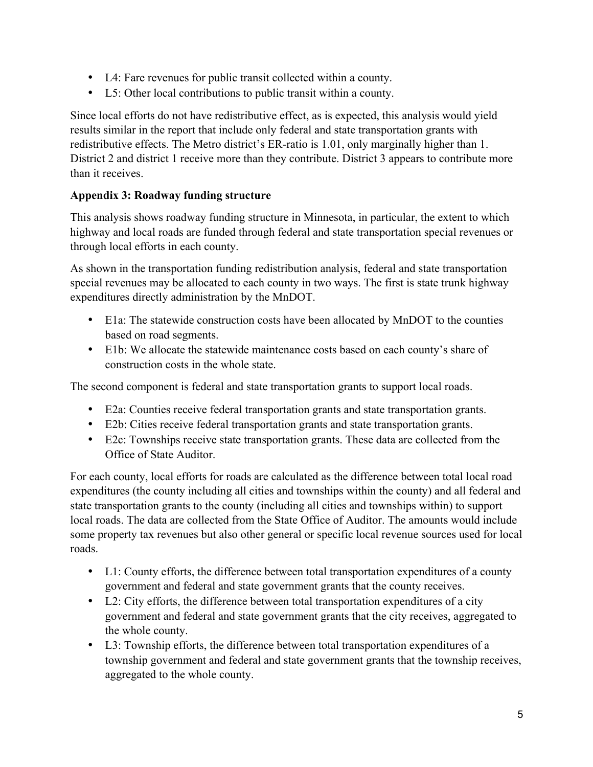- L4: Fare revenues for public transit collected within a county.
- L5: Other local contributions to public transit within a county.

Since local efforts do not have redistributive effect, as is expected, this analysis would yield results similar in the report that include only federal and state transportation grants with redistributive effects. The Metro district's ER-ratio is 1.01, only marginally higher than 1. District 2 and district 1 receive more than they contribute. District 3 appears to contribute more than it receives.

**Appendix 3: Roadway funding structure**

This analysis shows roadway funding structure in Minnesota, in particular, the extent to which highway and local roads are funded through federal and state transportation special revenues or through local efforts in each county.

As shown in the transportation funding redistribution analysis, federal and state transportation special revenues may be allocated to each county in two ways. The first is state trunk highway expenditures directly administration by the MnDOT.

- E1a: The statewide construction costs have been allocated by MnDOT to the counties based on road segments.
- E1b: We allocate the statewide maintenance costs based on each county's share of construction costs in the whole state.

The second component is federal and state transportation grants to support local roads.

- E2a: Counties receive federal transportation grants and state transportation grants.
- E2b: Cities receive federal transportation grants and state transportation grants.
- E2c: Townships receive state transportation grants. These data are collected from the Office of State Auditor.

For each county, local efforts for roads are calculated as the difference between total local road expenditures (the county including all cities and townships within the county) and all federal and state transportation grants to the county (including all cities and townships within) to support local roads. The data are collected from the State Office of Auditor. The amounts would include some property tax revenues but also other general or specific local revenue sources used for local roads.

- L1: County efforts, the difference between total transportation expenditures of a county government and federal and state government grants that the county receives.
- L2: City efforts, the difference between total transportation expenditures of a city government and federal and state government grants that the city receives, aggregated to the whole county.
- L3: Township efforts, the difference between total transportation expenditures of a township government and federal and state government grants that the township receives, aggregated to the whole county.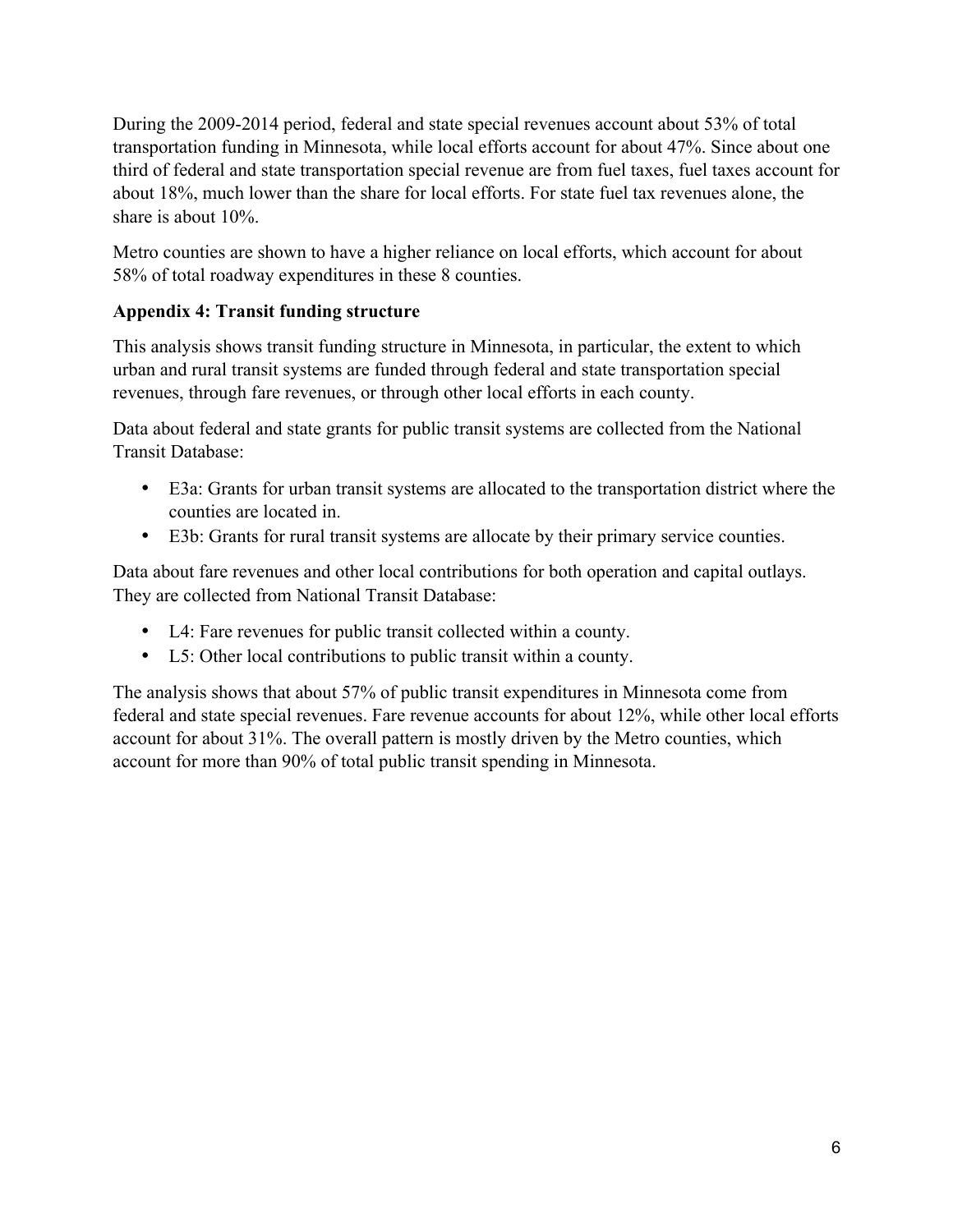During the 2009-2014 period, federal and state special revenues account about 53% of total transportation funding in Minnesota, while local efforts account for about 47%. Since about one third of federal and state transportation special revenue are from fuel taxes, fuel taxes account for about 18%, much lower than the share for local efforts. For state fuel tax revenues alone, the share is about 10%.

Metro counties are shown to have a higher reliance on local efforts, which account for about 58% of total roadway expenditures in these 8 counties.

### Appendix 4: Transit funding structure

This analysis shows transit funding structure in Minnesota, in particular, the extent to which urban and rural transit systems are funded through federal and state transportation special revenues, through fare revenues, or through other local efforts in each county.

Data about federal and state grants for public transit systems are collected from the National Transit Database:

- E3a: Grants for urban transit systems are allocated to the transportation district where the counties are located in.
- E3b: Grants for rural transit systems are allocate by their primary service counties.

Data about fare revenues and other local contributions for both operation and capital outlays. They are collected from National Transit Database:

- L4: Fare revenues for public transit collected within a county.
- L5: Other local contributions to public transit within a county.

The analysis shows that about 57% of public transit expenditures in Minnesota come from federal and state special revenues. Fare revenue accounts for about 12%, while other local efforts account for about 31%. The overall pattern is mostly driven by the Metro counties, which account for more than 90% of total public transit spending in Minnesota.